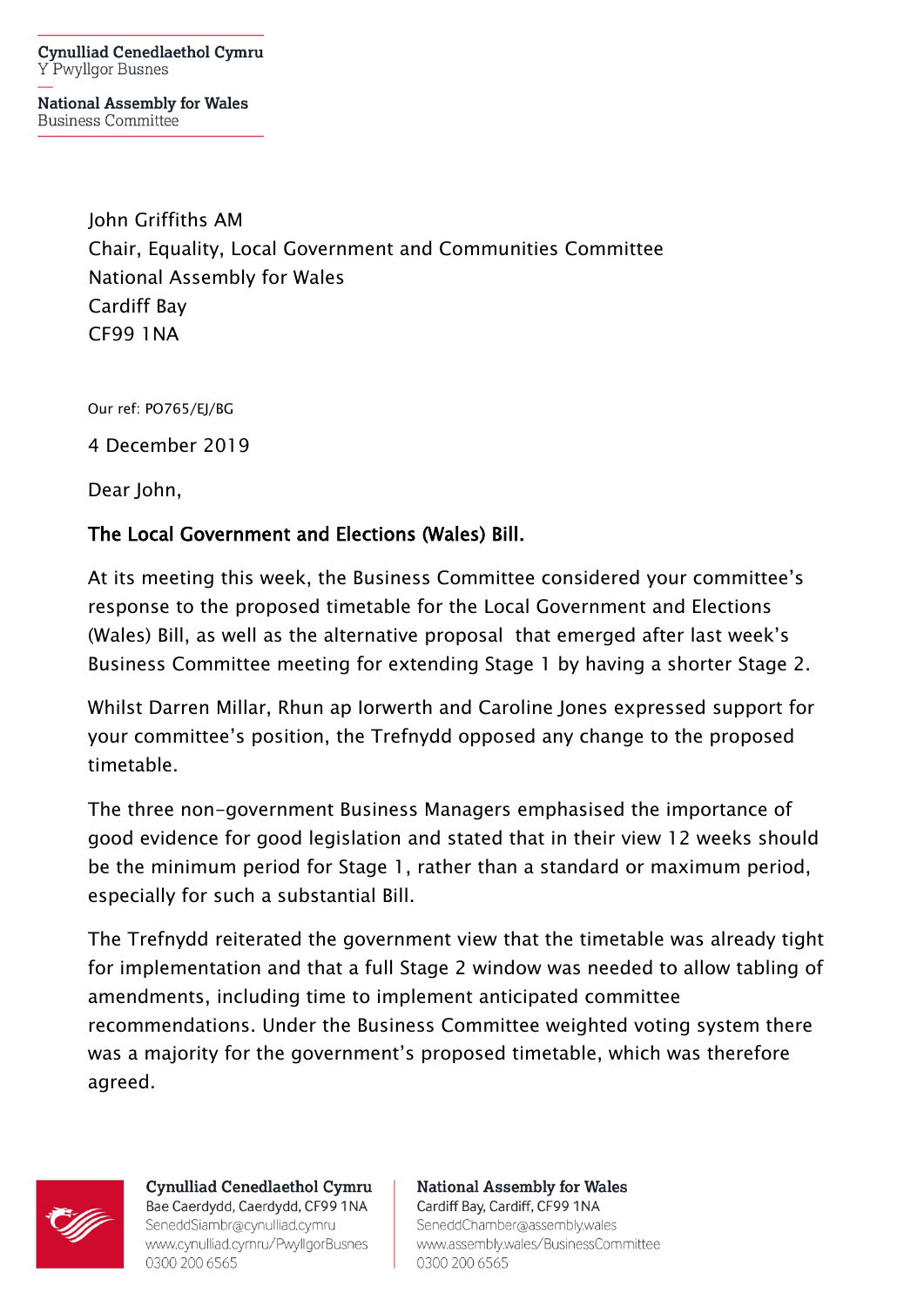Cynulliad Cenedlaethol Cymru
Y Pwyllgor Busnes

National Assembly for Wales
Business Committee

John Griffiths AM
Chair, Equality, Local Government and Communities Committee
National Assembly for Wales
Cardiff Bay
CF99 1NA

Our ref: PO765/EJ/BG

4 December 2019

Dear John,

**The Local Government and Elections (Wales) Bill.**

At its meeting this week, the Business Committee considered your committee's response to the proposed timetable for the Local Government and Elections (Wales) Bill, as well as the alternative proposal that emerged after last week's Business Committee meeting for extending Stage 1 by having a shorter Stage 2.

Whilst Darren Millar, Rhun ap Iorwerth and Caroline Jones expressed support for your committee's position, the Trefnydd opposed any change to the proposed timetable.

The three non-government Business Managers emphasised the importance of good evidence for good legislation and stated that in their view 12 weeks should be the minimum period for Stage 1, rather than a standard or maximum period, especially for such a substantial Bill.

The Trefnydd reiterated the government view that the timetable was already tight for implementation and that a full Stage 2 window was needed to allow tabling of amendments, including time to implement anticipated committee recommendations. Under the Business Committee weighted voting system there was a majority for the government's proposed timetable, which was therefore agreed.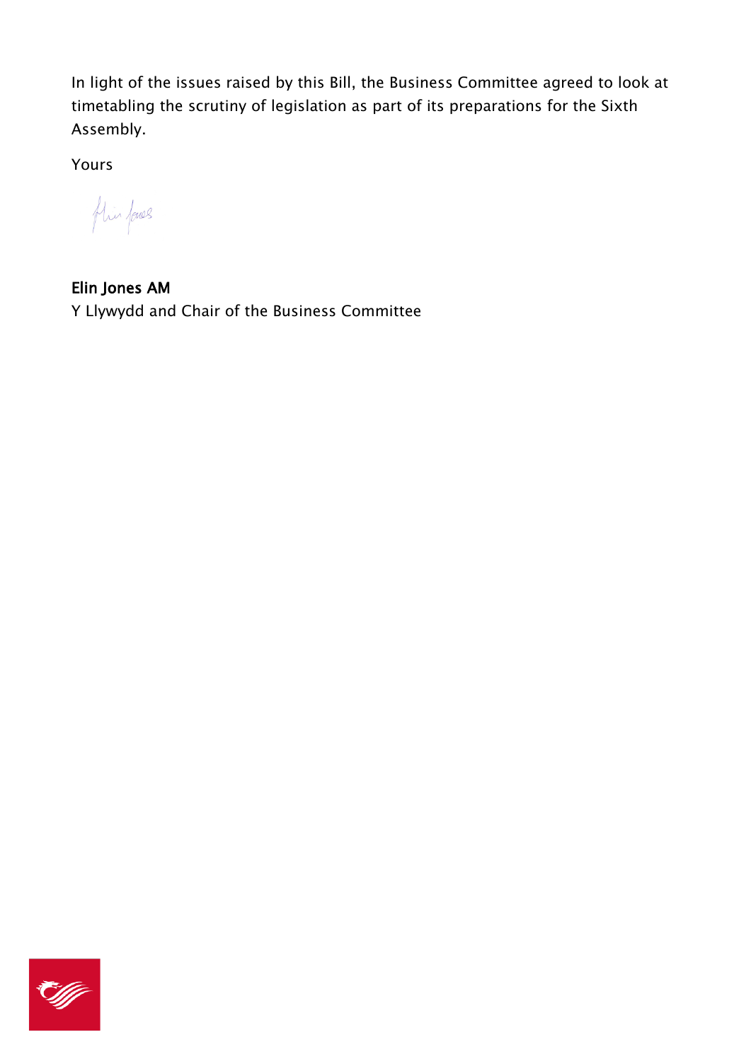In light of the issues raised by this Bill, the Business Committee agreed to look at timetabling the scrutiny of legislation as part of its preparations for the Sixth Assembly.

Yours

**Elin Jones AM**
Y Llywydd and Chair of the Business Committee